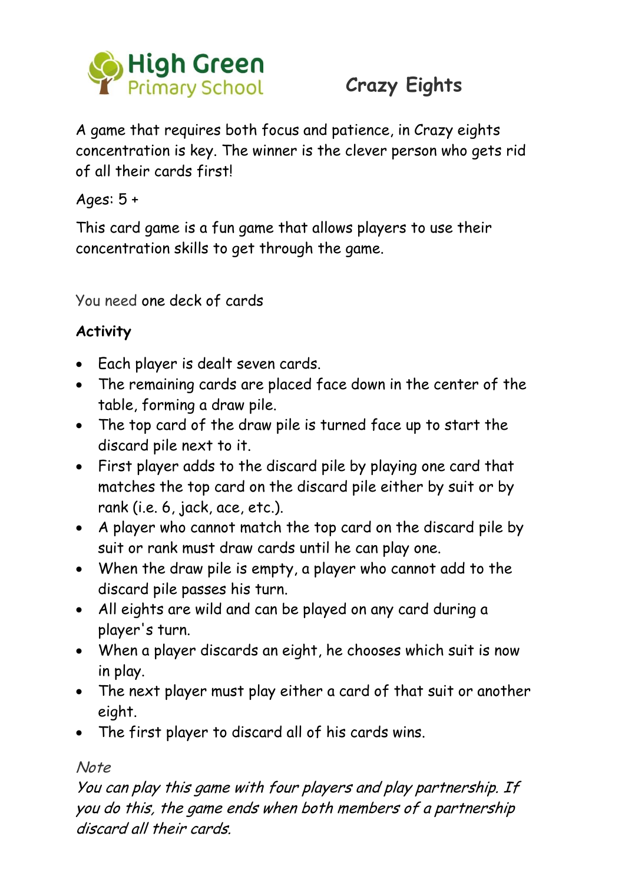High Green Primary School

# Crazy Eights

A game that requires both focus and patience, in Crazy eights concentration is key. The winner is the clever person who gets rid of all their cards first!

Ages: 5 +

This card game is a fun game that allows players to use their concentration skills to get through the game.

You need one deck of cards

**Activity**

- Each player is dealt seven cards.
- The remaining cards are placed face down in the center of the table, forming a draw pile.
- The top card of the draw pile is turned face up to start the discard pile next to it.
- First player adds to the discard pile by playing one card that matches the top card on the discard pile either by suit or by rank (i.e. 6, jack, ace, etc.).
- A player who cannot match the top card on the discard pile by suit or rank must draw cards until he can play one.
- When the draw pile is empty, a player who cannot add to the discard pile passes his turn.
- All eights are wild and can be played on any card during a player's turn.
- When a player discards an eight, he chooses which suit is now in play.
- The next player must play either a card of that suit or another eight.
- The first player to discard all of his cards wins.

*Note*

*You can play this game with four players and play partnership. If you do this, the game ends when both members of a partnership discard all their cards.*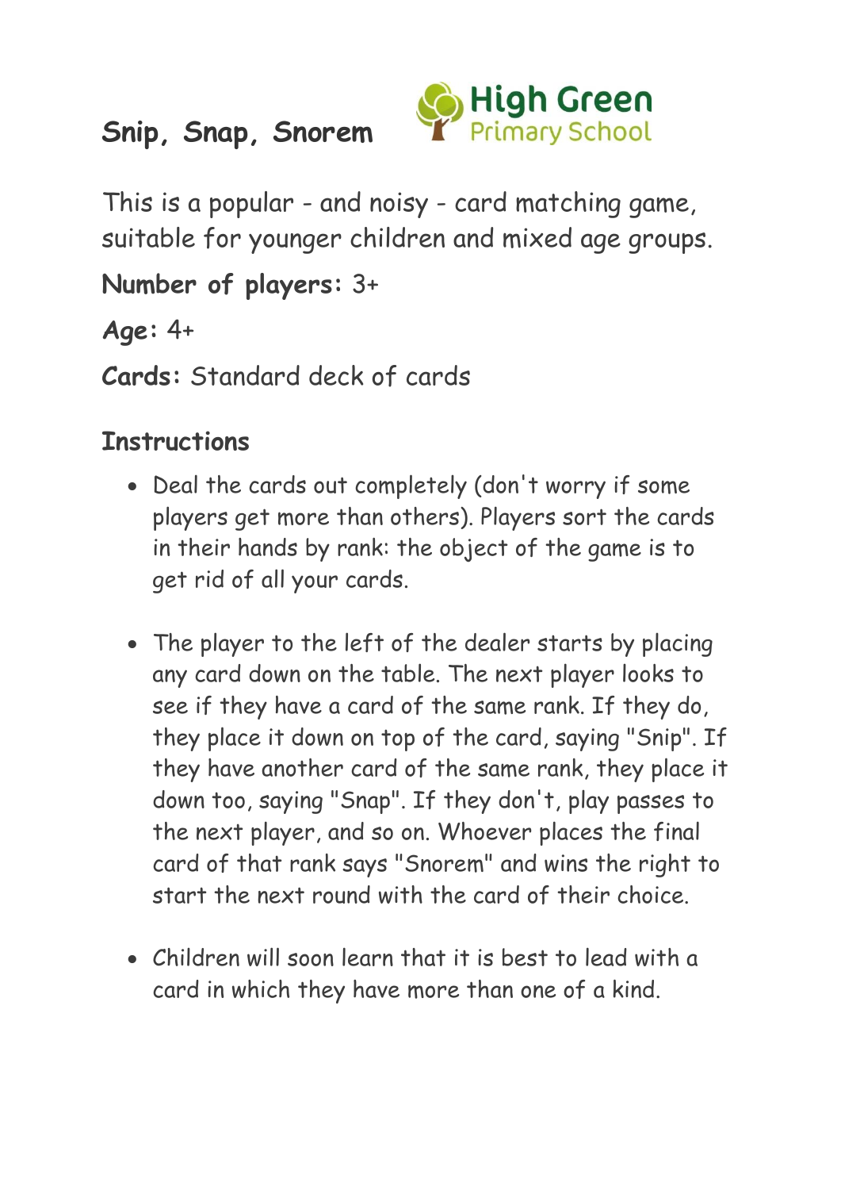# Snip, Snap, Snorem

High Green Primary School

This is a popular - and noisy - card matching game, suitable for younger children and mixed age groups.

**Number of players:** 3+

**Age:** 4+

**Cards:** Standard deck of cards

## Instructions

- Deal the cards out completely (don't worry if some players get more than others). Players sort the cards in their hands by rank: the object of the game is to get rid of all your cards.

- The player to the left of the dealer starts by placing any card down on the table. The next player looks to see if they have a card of the same rank. If they do, they place it down on top of the card, saying "Snip". If they have another card of the same rank, they place it down too, saying "Snap". If they don't, play passes to the next player, and so on. Whoever places the final card of that rank says "Snorem" and wins the right to start the next round with the card of their choice.

- Children will soon learn that it is best to lead with a card in which they have more than one of a kind.